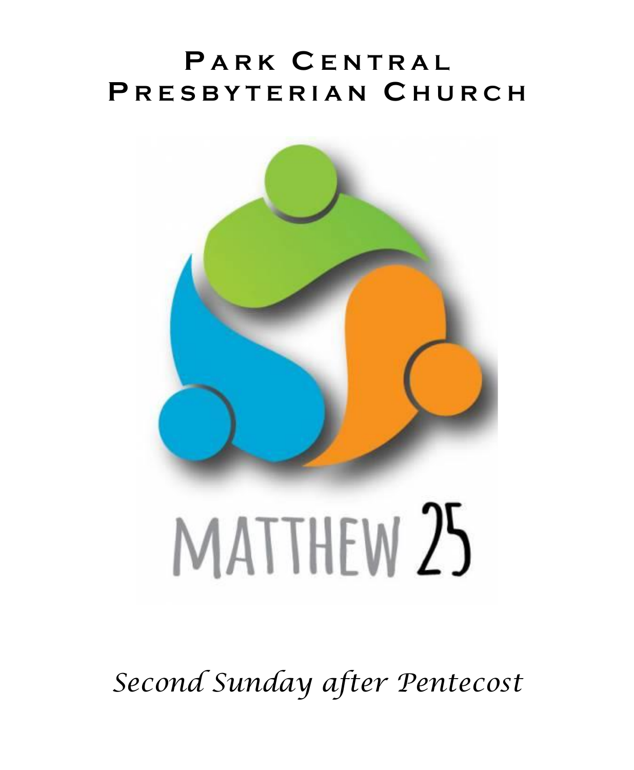# Park Central Presbyterian Church

MATTHEW 25

*Second Sunday after Pentecost*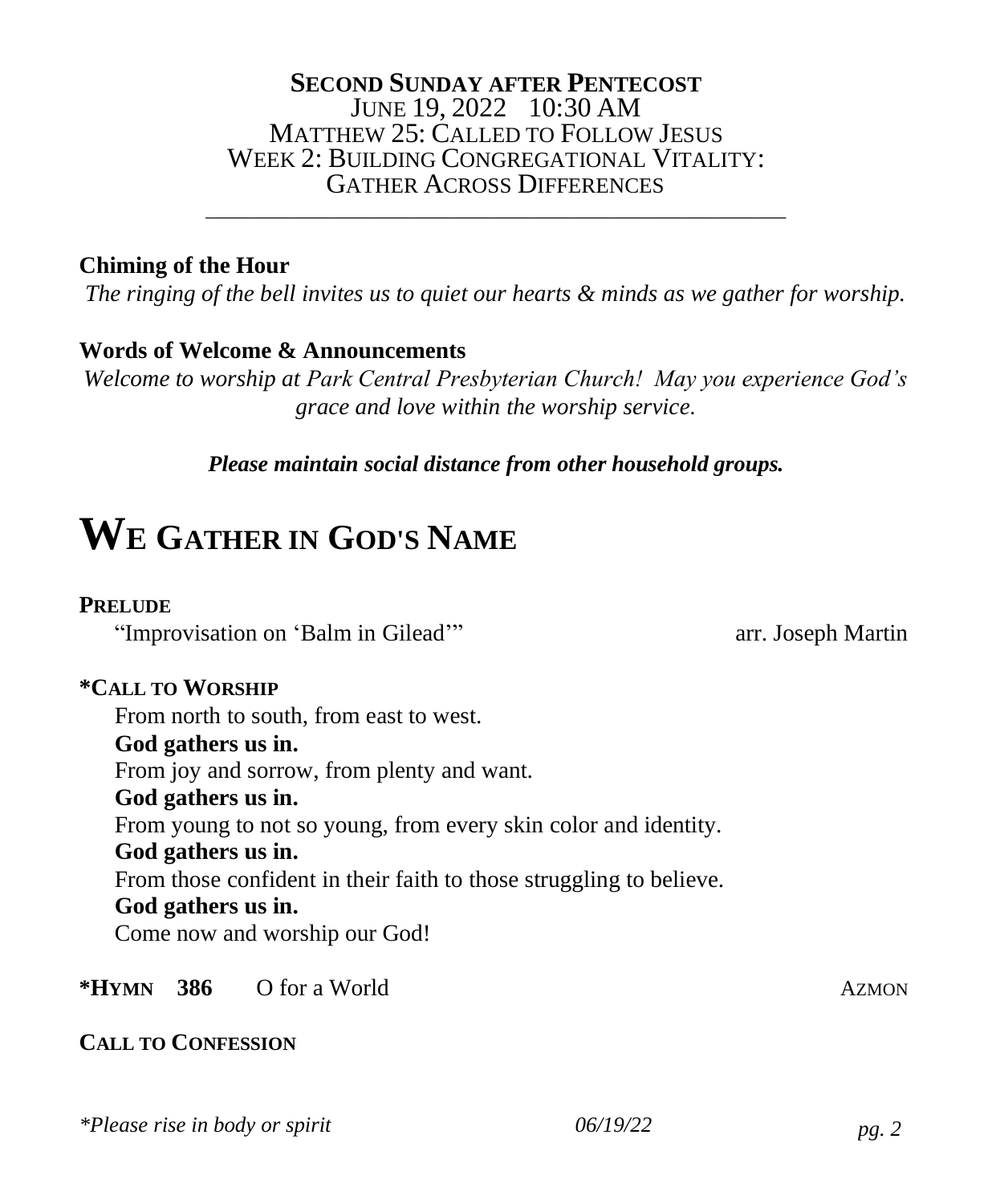**SECOND SUNDAY AFTER PENTECOST**
JUNE 19, 2022 10:30 AM
MATTHEW 25: CALLED TO FOLLOW JESUS
WEEK 2: BUILDING CONGREGATIONAL VITALITY:
GATHER ACROSS DIFFERENCES

---

**Chiming of the Hour**

*The ringing of the bell invites us to quiet our hearts & minds as we gather for worship.*

**Words of Welcome & Announcements**

*Welcome to worship at Park Central Presbyterian Church! May you experience God's grace and love within the worship service.*

***Please maintain social distance from other household groups.***

# WE GATHER IN GOD'S NAME

**PRELUDE**

"Improvisation on 'Balm in Gilead'" arr. Joseph Martin

**\*CALL TO WORSHIP**

From north to south, from east to west.
**God gathers us in.**
From joy and sorrow, from plenty and want.
**God gathers us in.**
From young to not so young, from every skin color and identity.
**God gathers us in.**
From those confident in their faith to those struggling to believe.
**God gathers us in.**
Come now and worship our God!

**\*HYMN 386** O for a World AZMON

**CALL TO CONFESSION**

*\*Please rise in body or spirit*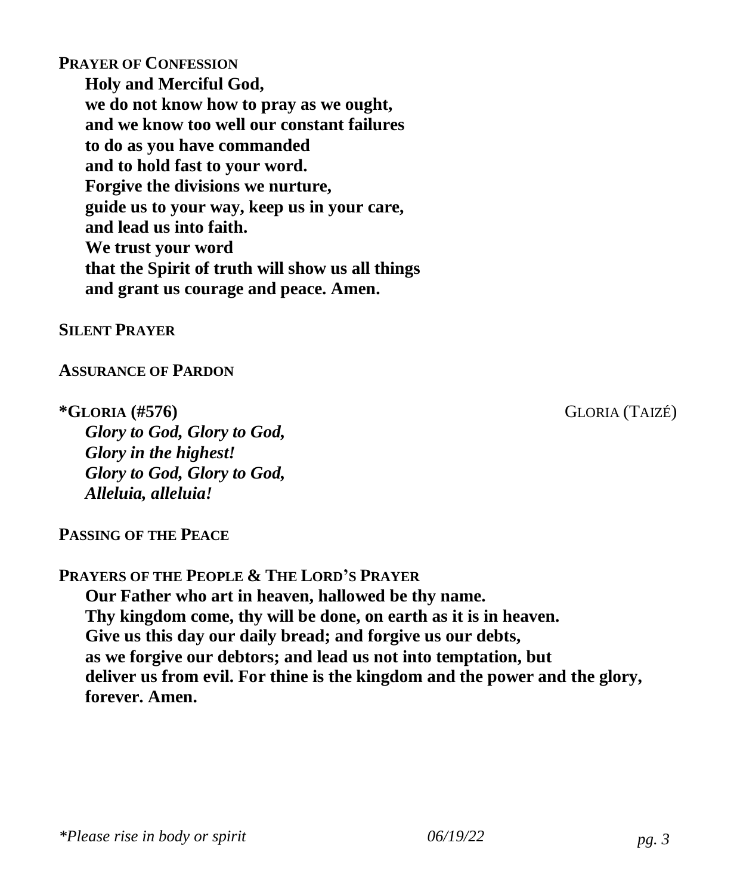**PRAYER OF CONFESSION**

**Holy and Merciful God,**
**we do not know how to pray as we ought,**
**and we know too well our constant failures**
**to do as you have commanded**
**and to hold fast to your word.**
**Forgive the divisions we nurture,**
**guide us to your way, keep us in your care,**
**and lead us into faith.**
**We trust your word**
**that the Spirit of truth will show us all things**
**and grant us courage and peace. Amen.**

**SILENT PRAYER**

**ASSURANCE OF PARDON**

**\*GLORIA (#576)** GLORIA (TAIZÉ)

***Glory to God, Glory to God,***
***Glory in the highest!***
***Glory to God, Glory to God,***
***Alleluia, alleluia!***

**PASSING OF THE PEACE**

**PRAYERS OF THE PEOPLE & THE LORD'S PRAYER**

**Our Father who art in heaven, hallowed be thy name.**
**Thy kingdom come, thy will be done, on earth as it is in heaven.**
**Give us this day our daily bread; and forgive us our debts,**
**as we forgive our debtors; and lead us not into temptation, but**
**deliver us from evil. For thine is the kingdom and the power and the glory,**
**forever. Amen.**

*\*Please rise in body or spirit* *06/19/22*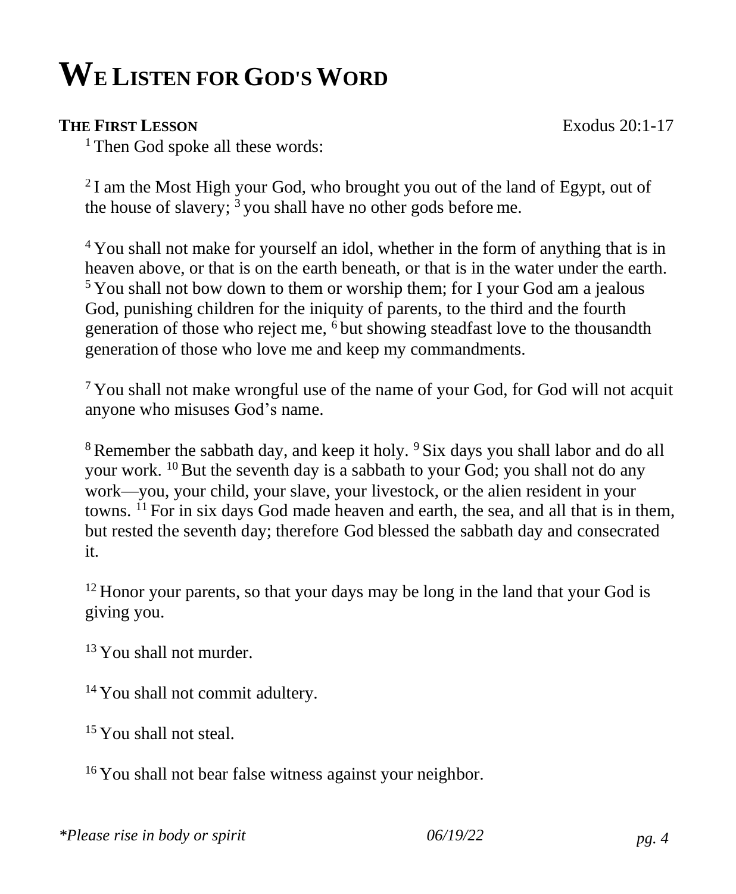# WE LISTEN FOR GOD'S WORD

**THE FIRST LESSON** Exodus 20:1-17

[1] Then God spoke all these words:

[2] I am the Most High your God, who brought you out of the land of Egypt, out of the house of slavery; [3] you shall have no other gods before me.

[4] You shall not make for yourself an idol, whether in the form of anything that is in heaven above, or that is on the earth beneath, or that is in the water under the earth. [5] You shall not bow down to them or worship them; for I your God am a jealous God, punishing children for the iniquity of parents, to the third and the fourth generation of those who reject me, [6] but showing steadfast love to the thousandth generation of those who love me and keep my commandments.

[7] You shall not make wrongful use of the name of your God, for God will not acquit anyone who misuses God's name.

[8] Remember the sabbath day, and keep it holy. [9] Six days you shall labor and do all your work. [10] But the seventh day is a sabbath to your God; you shall not do any work—you, your child, your slave, your livestock, or the alien resident in your towns. [11] For in six days God made heaven and earth, the sea, and all that is in them, but rested the seventh day; therefore God blessed the sabbath day and consecrated it.

[12] Honor your parents, so that your days may be long in the land that your God is giving you.

[13] You shall not murder.

[14] You shall not commit adultery.

[15] You shall not steal.

[16] You shall not bear false witness against your neighbor.

*\*Please rise in body or spirit*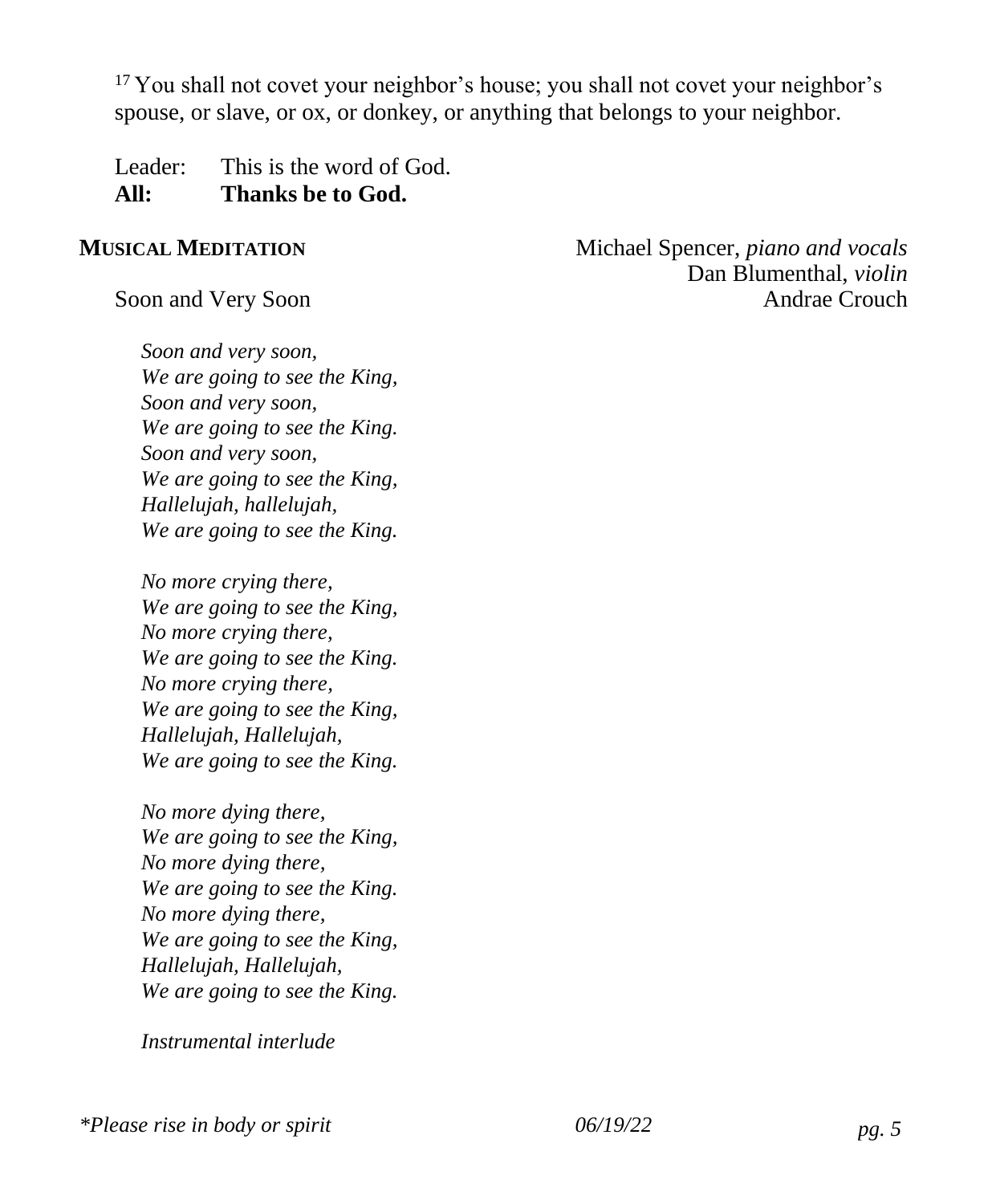[17] You shall not covet your neighbor's house; you shall not covet your neighbor's spouse, or slave, or ox, or donkey, or anything that belongs to your neighbor.

Leader: This is the word of God.
**All: Thanks be to God.**

**MUSICAL MEDITATION** Michael Spencer, *piano and vocals*
Dan Blumenthal, *violin*

Soon and Very Soon — Andrae Crouch

*Soon and very soon,*
*We are going to see the King,*
*Soon and very soon,*
*We are going to see the King.*
*Soon and very soon,*
*We are going to see the King,*
*Hallelujah, hallelujah,*
*We are going to see the King.*

*No more crying there,*
*We are going to see the King,*
*No more crying there,*
*We are going to see the King.*
*No more crying there,*
*We are going to see the King,*
*Hallelujah, Hallelujah,*
*We are going to see the King.*

*No more dying there,*
*We are going to see the King,*
*No more dying there,*
*We are going to see the King.*
*No more dying there,*
*We are going to see the King,*
*Hallelujah, Hallelujah,*
*We are going to see the King.*

*Instrumental interlude*

**Please rise in body or spirit* 06/19/22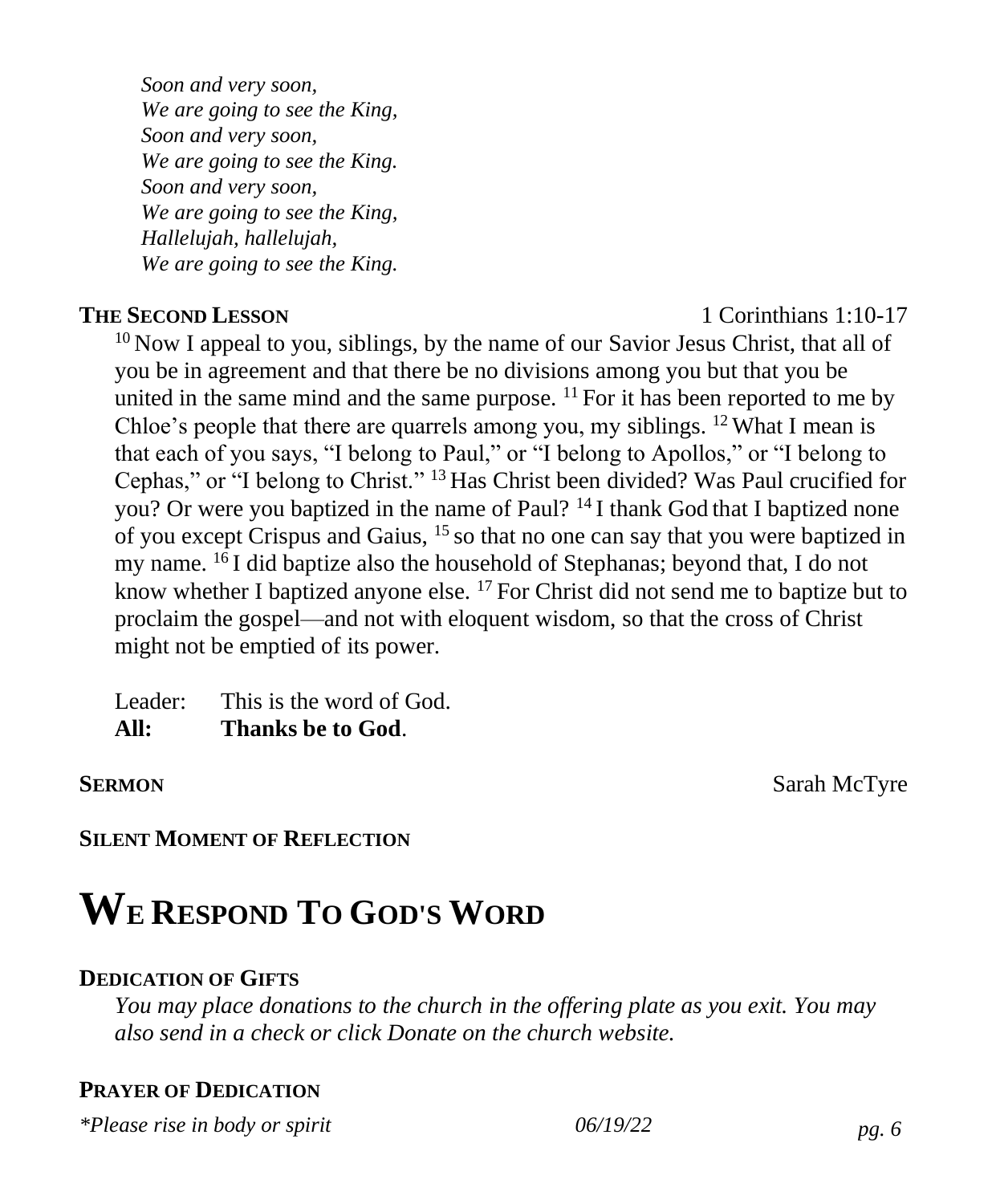*Soon and very soon,*
*We are going to see the King,*
*Soon and very soon,*
*We are going to see the King.*
*Soon and very soon,*
*We are going to see the King,*
*Hallelujah, hallelujah,*
*We are going to see the King.*

**THE SECOND LESSON** 1 Corinthians 1:10-17

[10] Now I appeal to you, siblings, by the name of our Savior Jesus Christ, that all of you be in agreement and that there be no divisions among you but that you be united in the same mind and the same purpose. [11] For it has been reported to me by Chloe's people that there are quarrels among you, my siblings. [12] What I mean is that each of you says, "I belong to Paul," or "I belong to Apollos," or "I belong to Cephas," or "I belong to Christ." [13] Has Christ been divided? Was Paul crucified for you? Or were you baptized in the name of Paul? [14] I thank God that I baptized none of you except Crispus and Gaius, [15] so that no one can say that you were baptized in my name. [16] I did baptize also the household of Stephanas; beyond that, I do not know whether I baptized anyone else. [17] For Christ did not send me to baptize but to proclaim the gospel—and not with eloquent wisdom, so that the cross of Christ might not be emptied of its power.

Leader: This is the word of God.
**All: Thanks be to God**.

**SERMON** Sarah McTyre

**SILENT MOMENT OF REFLECTION**

# WE RESPOND TO GOD'S WORD

**DEDICATION OF GIFTS**

*You may place donations to the church in the offering plate as you exit. You may also send in a check or click Donate on the church website.*

**PRAYER OF DEDICATION**

*\*Please rise in body or spirit* *06/19/22*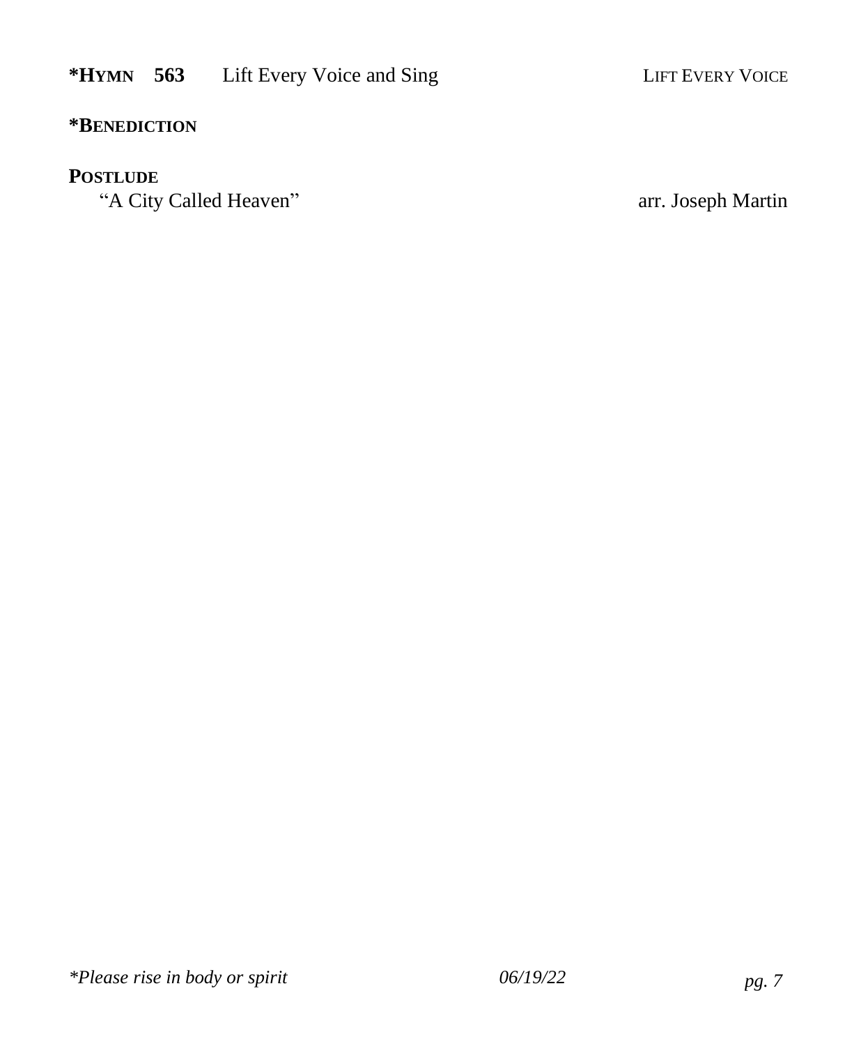**\*HYMN 563** Lift Every Voice and Sing LIFT EVERY VOICE

**\*BENEDICTION**

**POSTLUDE**

"A City Called Heaven" arr. Joseph Martin

*\*Please rise in body or spirit*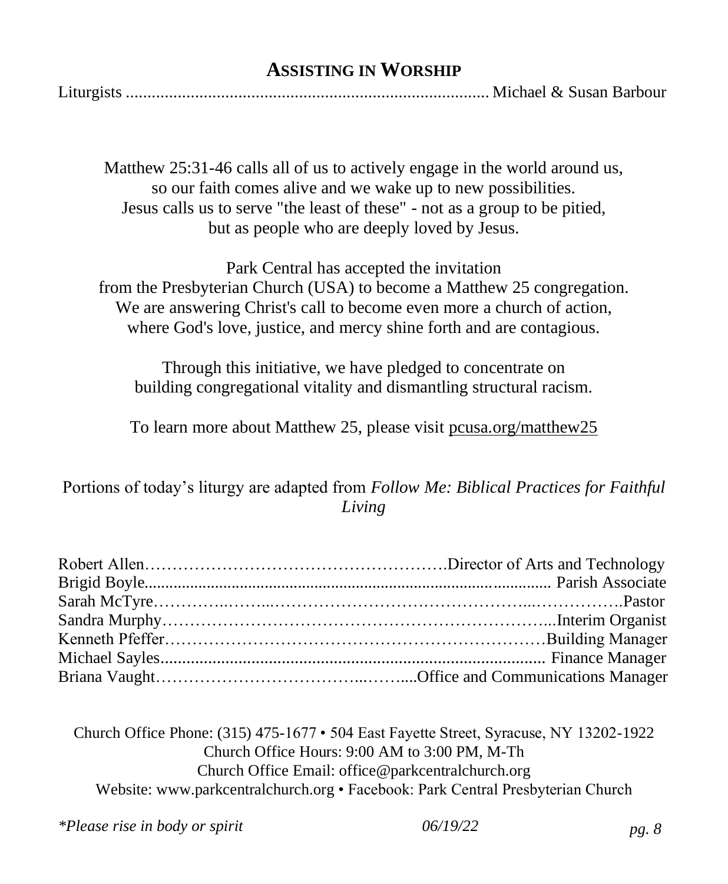## Assisting in Worship

Liturgists .................................................................................... Michael & Susan Barbour

Matthew 25:31-46 calls all of us to actively engage in the world around us,
so our faith comes alive and we wake up to new possibilities.
Jesus calls us to serve "the least of these" - not as a group to be pitied,
but as people who are deeply loved by Jesus.

Park Central has accepted the invitation
from the Presbyterian Church (USA) to become a Matthew 25 congregation.
We are answering Christ's call to become even more a church of action,
where God's love, justice, and mercy shine forth and are contagious.

Through this initiative, we have pledged to concentrate on
building congregational vitality and dismantling structural racism.

To learn more about Matthew 25, please visit pcusa.org/matthew25

Portions of today's liturgy are adapted from *Follow Me: Biblical Practices for Faithful Living*

Robert Allen……………………………………………….Director of Arts and Technology
Brigid Boyle.................................................................................................. Parish Associate
Sarah McTyre………….……..……………………………………..…………….Pastor
Sandra Murphy…………………………………………………………...Interim Organist
Kenneth Pfeffer………………………………………………………….Building Manager
Michael Sayles........................................................................................ Finance Manager
Briana Vaught……………………………..……....Office and Communications Manager

Church Office Phone: (315) 475-1677 • 504 East Fayette Street, Syracuse, NY 13202-1922
Church Office Hours: 9:00 AM to 3:00 PM, M-Th
Church Office Email: office@parkcentralchurch.org
Website: www.parkcentralchurch.org • Facebook: Park Central Presbyterian Church

*\*Please rise in body or spirit* *06/19/22*